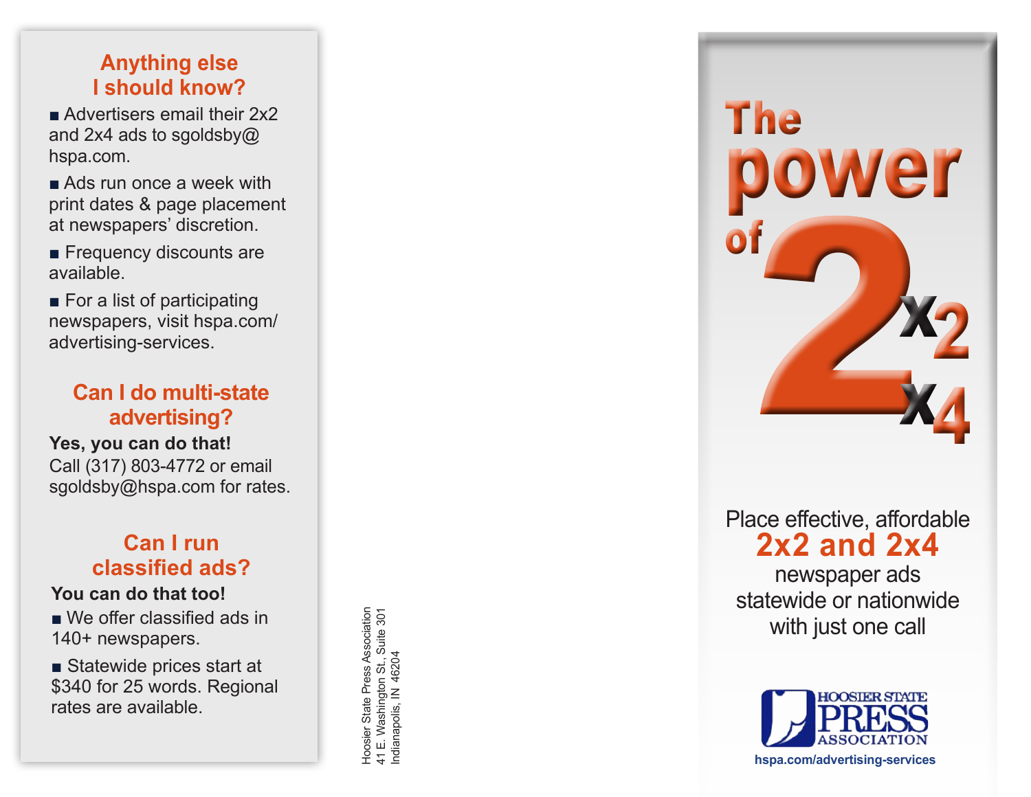## Anything else I should know?

- Advertisers email their 2x2 and 2x4 ads to sgoldsby@hspa.com.
- Ads run once a week with print dates & page placement at newspapers' discretion.
- Frequency discounts are available.
- For a list of participating newspapers, visit hspa.com/advertising-services.

## Can I do multi-state advertising?

**Yes, you can do that!**

Call (317) 803-4772 or email sgoldsby@hspa.com for rates.

## Can I run classified ads?

**You can do that too!**

- We offer classified ads in 140+ newspapers.
- Statewide prices start at $340 for 25 words. Regional rates are available.

Hoosier State Press Association
41 E. Washington St., Suite 301
Indianapolis, IN 46204

# The power of 2 x2 x4

Place effective, affordable
**2x2 and 2x4**
newspaper ads
statewide or nationwide
with just one call

HOOSIER STATE PRESS ASSOCIATION

hspa.com/advertising-services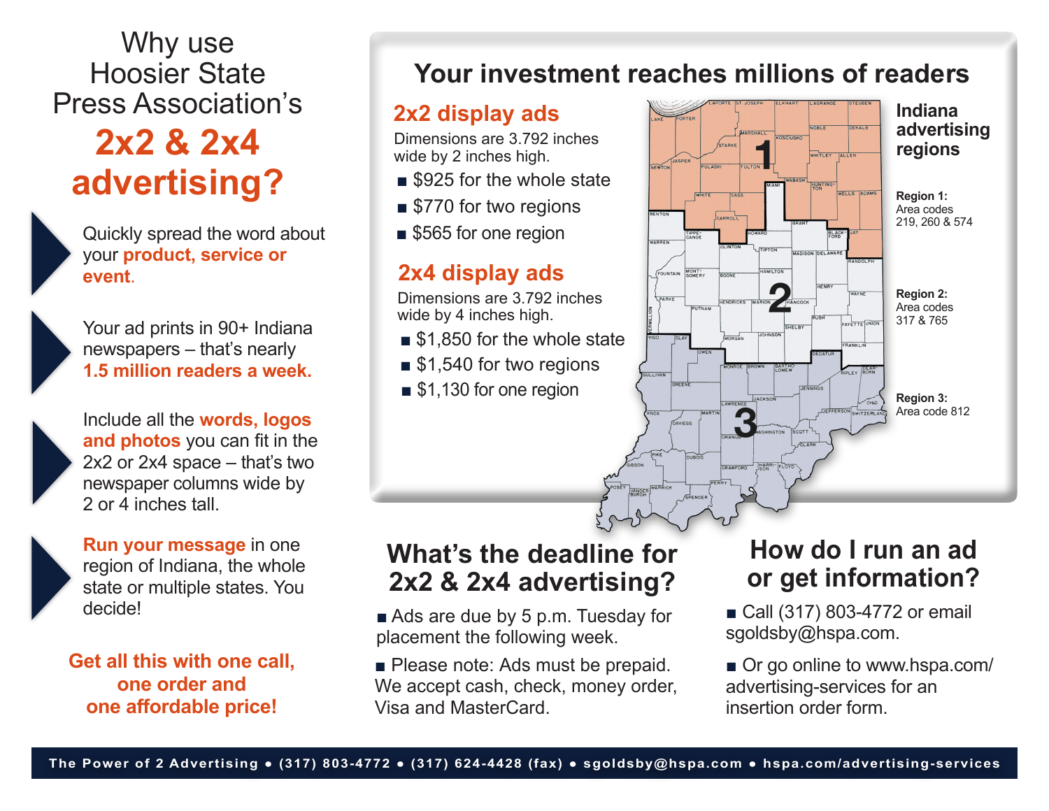# Why use Hoosier State Press Association's 2x2 & 2x4 advertising?

- Quickly spread the word about your **product, service or event**.
- Your ad prints in 90+ Indiana newspapers – that's nearly **1.5 million readers a week.**
- Include all the **words, logos and photos** you can fit in the 2x2 or 2x4 space – that's two newspaper columns wide by 2 or 4 inches tall.
- **Run your message** in one region of Indiana, the whole state or multiple states. You decide!

**Get all this with one call, one order and one affordable price!**

## Your investment reaches millions of readers

### 2x2 display ads

Dimensions are 3.792 inches wide by 2 inches high.

- $925 for the whole state
- $770 for two regions
- $565 for one region

### 2x4 display ads

Dimensions are 3.792 inches wide by 4 inches high.

- $1,850 for the whole state
- $1,540 for two regions
- $1,130 for one region

### Indiana advertising regions

**Region 1:**
Area codes 219, 260 & 574

**Region 2:**
Area codes 317 & 765

**Region 3:**
Area code 812

## What's the deadline for 2x2 & 2x4 advertising?

- Ads are due by 5 p.m. Tuesday for placement the following week.
- Please note: Ads must be prepaid. We accept cash, check, money order, Visa and MasterCard.

## How do I run an ad or get information?

- Call (317) 803-4772 or email sgoldsby@hspa.com.
- Or go online to www.hspa.com/advertising-services for an insertion order form.

**The Power of 2 Advertising • (317) 803-4772 • (317) 624-4428 (fax) • sgoldsby@hspa.com • hspa.com/advertising-services**